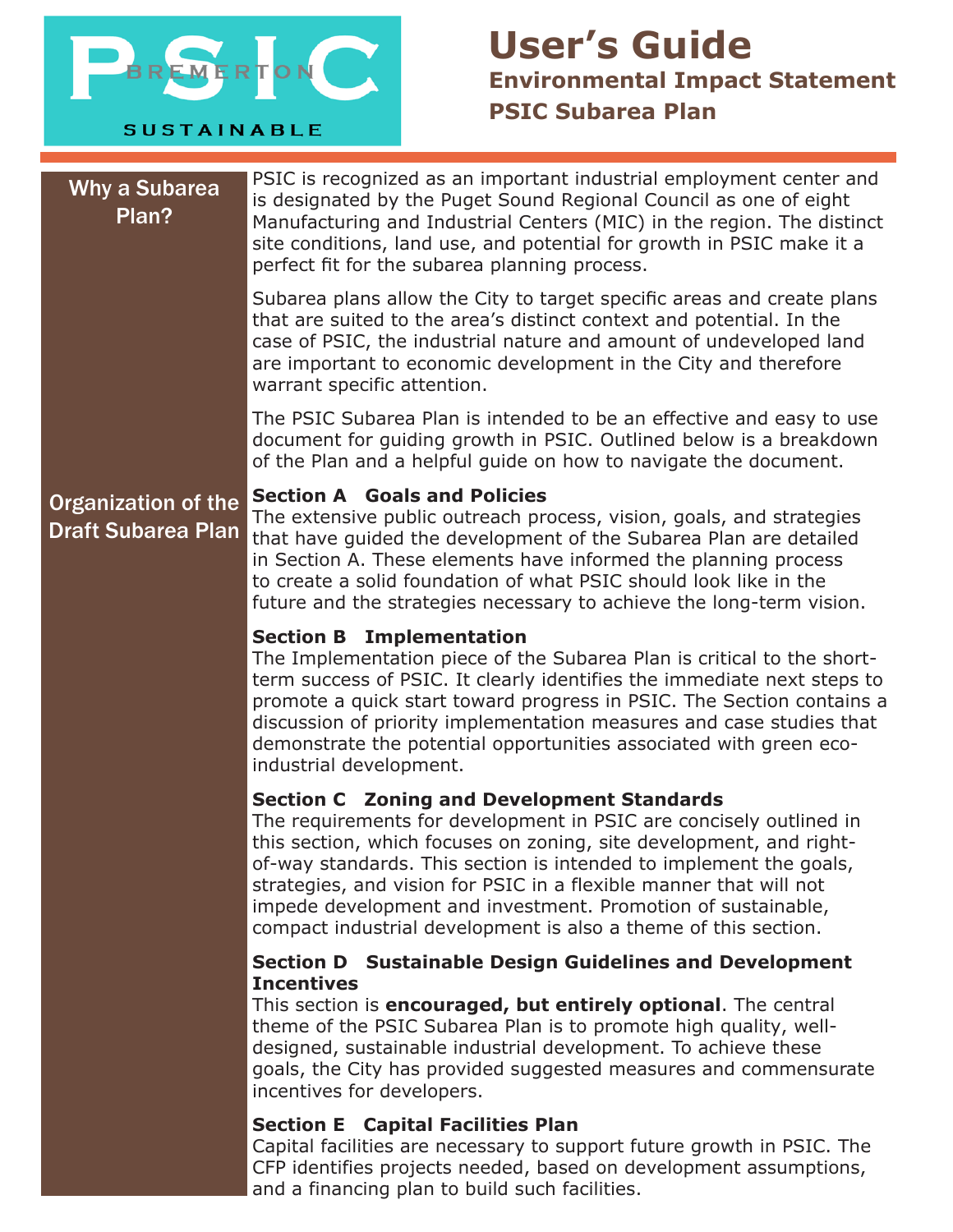PSIC BREMERTON SUSTAINABLE

# User's Guide

## Environmental Impact Statement
## PSIC Subarea Plan

### Why a Subarea Plan?

PSIC is recognized as an important industrial employment center and is designated by the Puget Sound Regional Council as one of eight Manufacturing and Industrial Centers (MIC) in the region. The distinct site conditions, land use, and potential for growth in PSIC make it a perfect fit for the subarea planning process.

Subarea plans allow the City to target specific areas and create plans that are suited to the area's distinct context and potential. In the case of PSIC, the industrial nature and amount of undeveloped land are important to economic development in the City and therefore warrant specific attention.

The PSIC Subarea Plan is intended to be an effective and easy to use document for guiding growth in PSIC. Outlined below is a breakdown of the Plan and a helpful guide on how to navigate the document.

### Organization of the Draft Subarea Plan

**Section A Goals and Policies**

The extensive public outreach process, vision, goals, and strategies that have guided the development of the Subarea Plan are detailed in Section A. These elements have informed the planning process to create a solid foundation of what PSIC should look like in the future and the strategies necessary to achieve the long-term vision.

**Section B Implementation**

The Implementation piece of the Subarea Plan is critical to the short-term success of PSIC. It clearly identifies the immediate next steps to promote a quick start toward progress in PSIC. The Section contains a discussion of priority implementation measures and case studies that demonstrate the potential opportunities associated with green eco-industrial development.

**Section C Zoning and Development Standards**

The requirements for development in PSIC are concisely outlined in this section, which focuses on zoning, site development, and right-of-way standards. This section is intended to implement the goals, strategies, and vision for PSIC in a flexible manner that will not impede development and investment. Promotion of sustainable, compact industrial development is also a theme of this section.

**Section D Sustainable Design Guidelines and Development Incentives**

This section is **encouraged, but entirely optional**. The central theme of the PSIC Subarea Plan is to promote high quality, well-designed, sustainable industrial development. To achieve these goals, the City has provided suggested measures and commensurate incentives for developers.

**Section E Capital Facilities Plan**

Capital facilities are necessary to support future growth in PSIC. The CFP identifies projects needed, based on development assumptions, and a financing plan to build such facilities.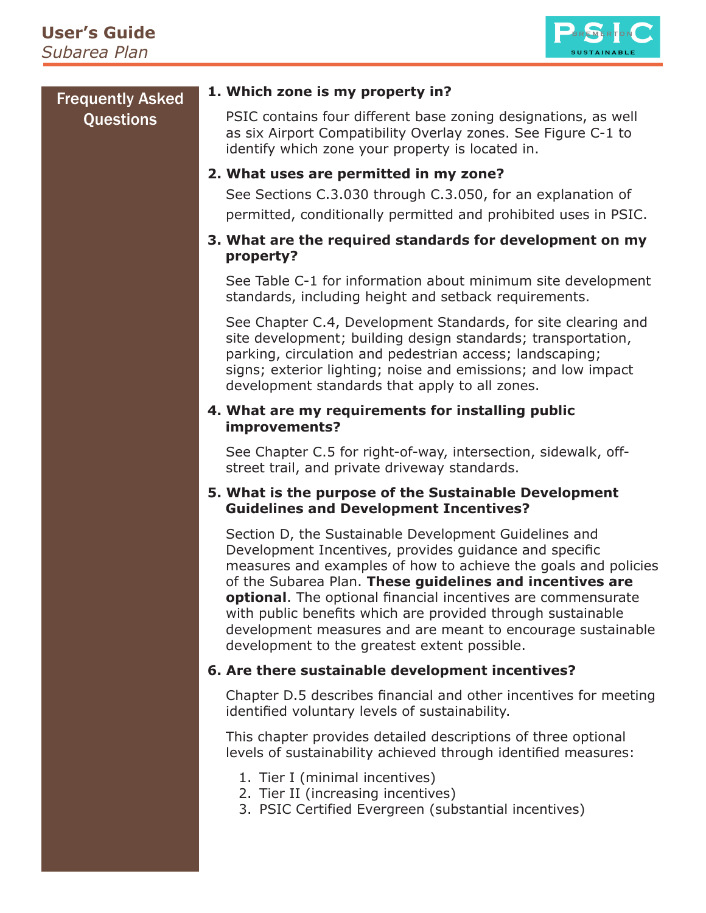## Frequently Asked Questions

**1. Which zone is my property in?**

PSIC contains four different base zoning designations, as well as six Airport Compatibility Overlay zones. See Figure C-1 to identify which zone your property is located in.

**2. What uses are permitted in my zone?**

See Sections C.3.030 through C.3.050, for an explanation of permitted, conditionally permitted and prohibited uses in PSIC.

**3. What are the required standards for development on my property?**

See Table C-1 for information about minimum site development standards, including height and setback requirements.

See Chapter C.4, Development Standards, for site clearing and site development; building design standards; transportation, parking, circulation and pedestrian access; landscaping; signs; exterior lighting; noise and emissions; and low impact development standards that apply to all zones.

**4. What are my requirements for installing public improvements?**

See Chapter C.5 for right-of-way, intersection, sidewalk, off-street trail, and private driveway standards.

**5. What is the purpose of the Sustainable Development Guidelines and Development Incentives?**

Section D, the Sustainable Development Guidelines and Development Incentives, provides guidance and specific measures and examples of how to achieve the goals and policies of the Subarea Plan. **These guidelines and incentives are optional**. The optional financial incentives are commensurate with public benefits which are provided through sustainable development measures and are meant to encourage sustainable development to the greatest extent possible.

**6. Are there sustainable development incentives?**

Chapter D.5 describes financial and other incentives for meeting identified voluntary levels of sustainability.

This chapter provides detailed descriptions of three optional levels of sustainability achieved through identified measures:

1. Tier I (minimal incentives)
2. Tier II (increasing incentives)
3. PSIC Certified Evergreen (substantial incentives)